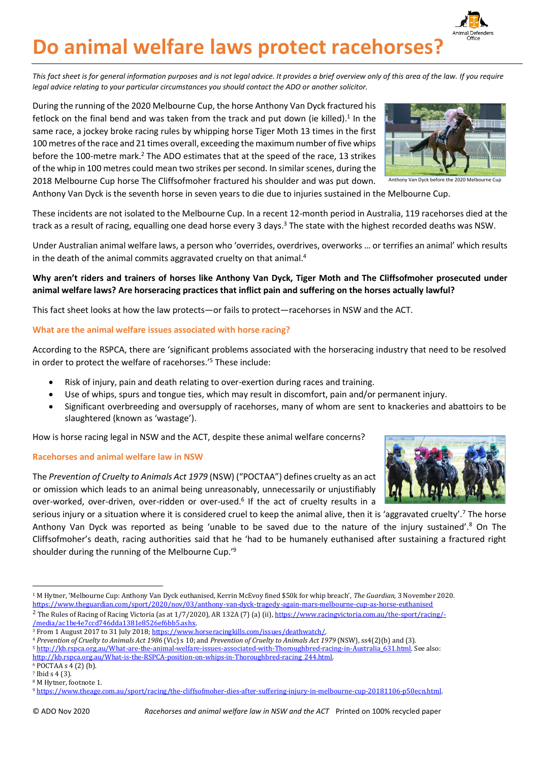# Do animal welfare laws protect racehorses?

*This fact sheet is for general information purposes and is not legal advice. It provides a brief overview only of this area of the law. If you require legal advice relating to your particular circumstances you should contact the ADO or another solicitor.*

During the running of the 2020 Melbourne Cup, the horse Anthony Van Dyck fractured his fetlock on the final bend and was taken from the track and put down (ie killed).[1] In the same race, a jockey broke racing rules by whipping horse Tiger Moth 13 times in the first 100 metres of the race and 21 times overall, exceeding the maximum number of five whips before the 100-metre mark.[2] The ADO estimates that at the speed of the race, 13 strikes of the whip in 100 metres could mean two strikes per second. In similar scenes, during the 2018 Melbourne Cup horse The Cliffsofmoher fractured his shoulder and was put down. Anthony Van Dyck is the seventh horse in seven years to die due to injuries sustained in the Melbourne Cup.

Anthony Van Dyck before the 2020 Melbourne Cup

These incidents are not isolated to the Melbourne Cup. In a recent 12-month period in Australia, 119 racehorses died at the track as a result of racing, equalling one dead horse every 3 days.[3] The state with the highest recorded deaths was NSW.

Under Australian animal welfare laws, a person who 'overrides, overdrives, overworks … or terrifies an animal' which results in the death of the animal commits aggravated cruelty on that animal.[4]

**Why aren't riders and trainers of horses like Anthony Van Dyck, Tiger Moth and The Cliffsofmoher prosecuted under animal welfare laws? Are horseracing practices that inflict pain and suffering on the horses actually lawful?**

This fact sheet looks at how the law protects—or fails to protect—racehorses in NSW and the ACT.

## What are the animal welfare issues associated with horse racing?

According to the RSPCA, there are 'significant problems associated with the horseracing industry that need to be resolved in order to protect the welfare of racehorses.'[5] These include:

- Risk of injury, pain and death relating to over-exertion during races and training.
- Use of whips, spurs and tongue ties, which may result in discomfort, pain and/or permanent injury.
- Significant overbreeding and oversupply of racehorses, many of whom are sent to knackeries and abattoirs to be slaughtered (known as 'wastage').

How is horse racing legal in NSW and the ACT, despite these animal welfare concerns?

## Racehorses and animal welfare law in NSW

The *Prevention of Cruelty to Animals Act 1979* (NSW) ("POCTAA") defines cruelty as an act or omission which leads to an animal being unreasonably, unnecessarily or unjustifiably over-worked, over-driven, over-ridden or over-used.[6] If the act of cruelty results in a serious injury or a situation where it is considered cruel to keep the animal alive, then it is 'aggravated cruelty'.[7] The horse Anthony Van Dyck was reported as being 'unable to be saved due to the nature of the injury sustained'.[8] On The Cliffsofmoher's death, racing authorities said that he 'had to be humanely euthanised after sustaining a fractured right shoulder during the running of the Melbourne Cup.'[9]

---

[1] M Hytner, 'Melbourne Cup: Anthony Van Dyck euthanised, Kerrin McEvoy fined $50k for whip breach', *The Guardian*, 3 November 2020. https://www.theguardian.com/sport/2020/nov/03/anthony-van-dyck-tragedy-again-mars-melbourne-cup-as-horse-euthanised

[2] The Rules of Racing Victoria (as at 1/7/2020), AR 132A (7) (a) (ii), https://www.racingvictoria.com.au/the-sport/racing/-/media/ac1be4e7ccd746dda1381e8526ef6bb5.ashx.

[3] From 1 August 2017 to 31 July 2018; https://www.horseracingkills.com/issues/deathwatch/.

[4] *Prevention of Cruelty to Animals Act 1986* (Vic) s 10; and *Prevention of Cruelty to Animals Act 1979* (NSW), ss4(2)(b) and (3).

[5] http://kb.rspca.org.au/What-are-the-animal-welfare-issues-associated-with-Thoroughbred-racing-in-Australia_631.html. See also: http://kb.rspca.org.au/What-is-the-RSPCA-position-on-whips-in-Thoroughbred-racing_244.html.

[6] POCTAA s 4 (2) (b).

[7] Ibid s 4 (3).

[8] M Hytner, footnote 1.

[9] https://www.theage.com.au/sport/racing/the-cliffsofmoher-dies-after-suffering-injury-in-melbourne-cup-20181106-p50ecn.html.

© ADO Nov 2020 *Racehorses and animal welfare law in NSW and the ACT* Printed on 100% recycled paper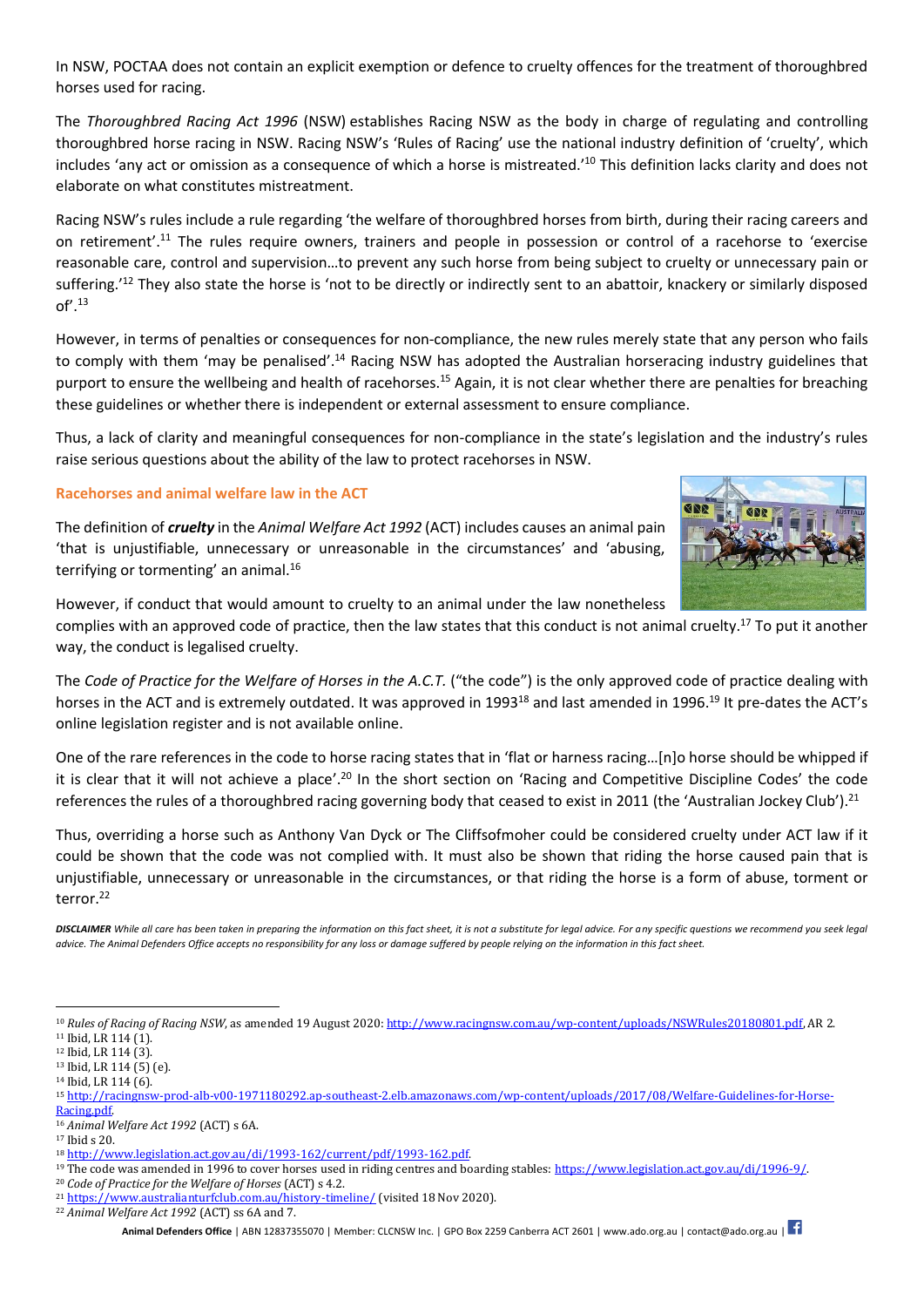In NSW, POCTAA does not contain an explicit exemption or defence to cruelty offences for the treatment of thoroughbred horses used for racing.

The *Thoroughbred Racing Act 1996* (NSW) establishes Racing NSW as the body in charge of regulating and controlling thoroughbred horse racing in NSW. Racing NSW's 'Rules of Racing' use the national industry definition of 'cruelty', which includes 'any act or omission as a consequence of which a horse is mistreated.'[10] This definition lacks clarity and does not elaborate on what constitutes mistreatment.

Racing NSW's rules include a rule regarding 'the welfare of thoroughbred horses from birth, during their racing careers and on retirement'.[11] The rules require owners, trainers and people in possession or control of a racehorse to 'exercise reasonable care, control and supervision…to prevent any such horse from being subject to cruelty or unnecessary pain or suffering.'[12] They also state the horse is 'not to be directly or indirectly sent to an abattoir, knackery or similarly disposed of'.[13]

However, in terms of penalties or consequences for non-compliance, the new rules merely state that any person who fails to comply with them 'may be penalised'.[14] Racing NSW has adopted the Australian horseracing industry guidelines that purport to ensure the wellbeing and health of racehorses.[15] Again, it is not clear whether there are penalties for breaching these guidelines or whether there is independent or external assessment to ensure compliance.

Thus, a lack of clarity and meaningful consequences for non-compliance in the state's legislation and the industry's rules raise serious questions about the ability of the law to protect racehorses in NSW.

### Racehorses and animal welfare law in the ACT

The definition of ***cruelty*** in the *Animal Welfare Act 1992* (ACT) includes causes an animal pain 'that is unjustifiable, unnecessary or unreasonable in the circumstances' and 'abusing, terrifying or tormenting' an animal.[16]

However, if conduct that would amount to cruelty to an animal under the law nonetheless complies with an approved code of practice, then the law states that this conduct is not animal cruelty.[17] To put it another way, the conduct is legalised cruelty.

The *Code of Practice for the Welfare of Horses in the A.C.T.* ("the code") is the only approved code of practice dealing with horses in the ACT and is extremely outdated. It was approved in 1993[18] and last amended in 1996.[19] It pre-dates the ACT's online legislation register and is not available online.

One of the rare references in the code to horse racing states that in 'flat or harness racing…[n]o horse should be whipped if it is clear that it will not achieve a place'.[20] In the short section on 'Racing and Competitive Discipline Codes' the code references the rules of a thoroughbred racing governing body that ceased to exist in 2011 (the 'Australian Jockey Club').[21]

Thus, overriding a horse such as Anthony Van Dyck or The Cliffsofmoher could be considered cruelty under ACT law if it could be shown that the code was not complied with. It must also be shown that riding the horse caused pain that is unjustifiable, unnecessary or unreasonable in the circumstances, or that riding the horse is a form of abuse, torment or terror.[22]

***DISCLAIMER*** *While all care has been taken in preparing the information on this fact sheet, it is not a substitute for legal advice. For any specific questions we recommend you seek legal advice. The Animal Defenders Office accepts no responsibility for any loss or damage suffered by people relying on the information in this fact sheet.*

---

[10] *Rules of Racing of Racing NSW*, as amended 19 August 2020: http://www.racingnsw.com.au/wp-content/uploads/NSWRules20180801.pdf, AR 2.
[11] Ibid, LR 114 (1).
[12] Ibid, LR 114 (3).
[13] Ibid, LR 114 (5) (e).
[14] Ibid, LR 114 (6).
[15] http://racingnsw-prod-alb-v00-1971180292.ap-southeast-2.elb.amazonaws.com/wp-content/uploads/2017/08/Welfare-Guidelines-for-Horse-Racing.pdf.
[16] *Animal Welfare Act 1992* (ACT) s 6A.
[17] Ibid s 20.
[18] http://www.legislation.act.gov.au/di/1993-162/current/pdf/1993-162.pdf.
[19] The code was amended in 1996 to cover horses used in riding centres and boarding stables: https://www.legislation.act.gov.au/di/1996-9/.
[20] *Code of Practice for the Welfare of Horses* (ACT) s 4.2.
[21] https://www.australianturfclub.com.au/history-timeline/ (visited 18 Nov 2020).
[22] *Animal Welfare Act 1992* (ACT) ss 6A and 7.